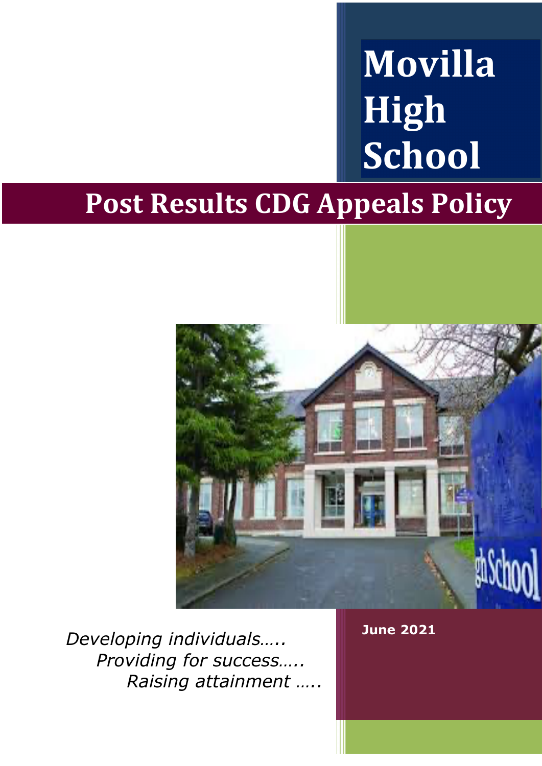# Movilla High School

## Post Results CDG Appeals Policy

*Developing individuals…..*
*Providing for success…..*
*Raising attainment …..*

**June 2021**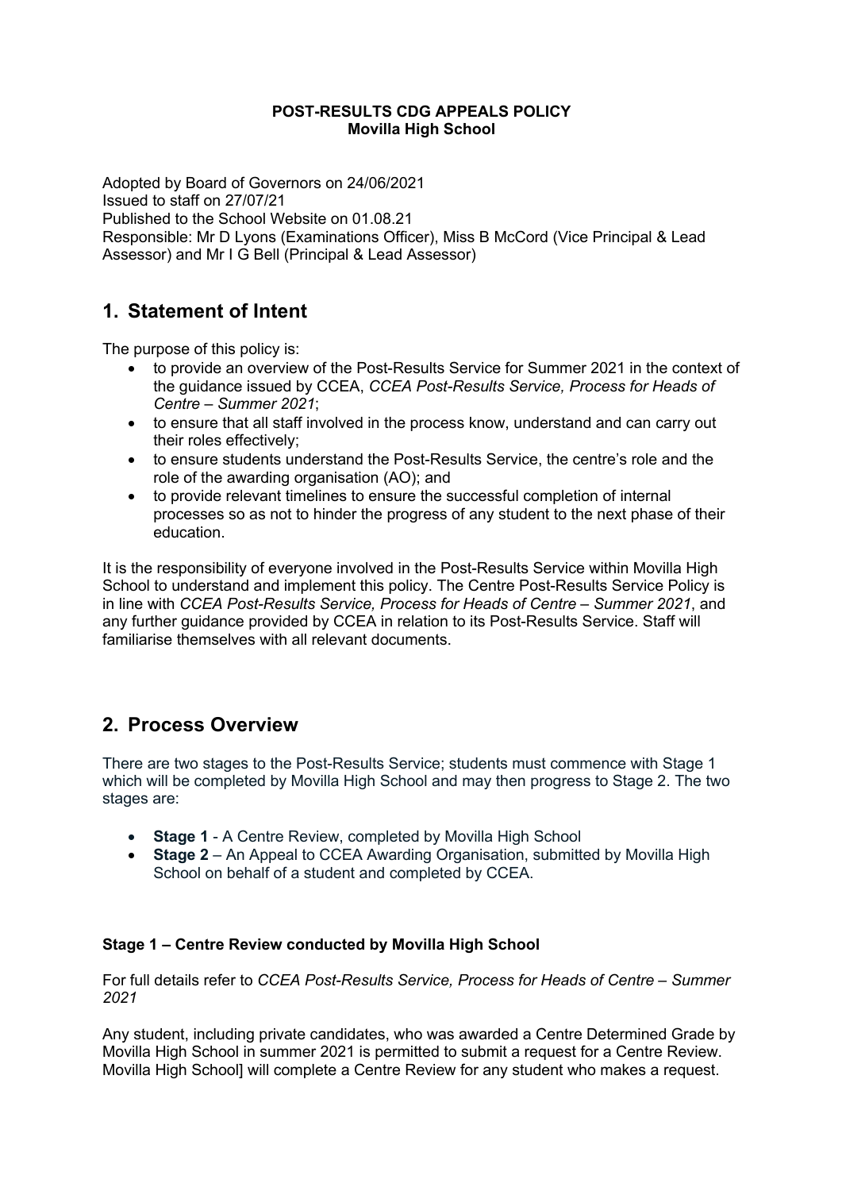**POST-RESULTS CDG APPEALS POLICY**
**Movilla High School**

Adopted by Board of Governors on 24/06/2021
Issued to staff on 27/07/21
Published to the School Website on 01.08.21
Responsible: Mr D Lyons (Examinations Officer), Miss B McCord (Vice Principal & Lead Assessor) and Mr I G Bell (Principal & Lead Assessor)

# 1. Statement of Intent

The purpose of this policy is:

- to provide an overview of the Post-Results Service for Summer 2021 in the context of the guidance issued by CCEA, *CCEA Post-Results Service, Process for Heads of Centre – Summer 2021*;
- to ensure that all staff involved in the process know, understand and can carry out their roles effectively;
- to ensure students understand the Post-Results Service, the centre's role and the role of the awarding organisation (AO); and
- to provide relevant timelines to ensure the successful completion of internal processes so as not to hinder the progress of any student to the next phase of their education.

It is the responsibility of everyone involved in the Post-Results Service within Movilla High School to understand and implement this policy. The Centre Post-Results Service Policy is in line with *CCEA Post-Results Service, Process for Heads of Centre – Summer 2021*, and any further guidance provided by CCEA in relation to its Post-Results Service. Staff will familiarise themselves with all relevant documents.

# 2. Process Overview

There are two stages to the Post-Results Service; students must commence with Stage 1 which will be completed by Movilla High School and may then progress to Stage 2. The two stages are:

- **Stage 1** - A Centre Review, completed by Movilla High School
- **Stage 2** – An Appeal to CCEA Awarding Organisation, submitted by Movilla High School on behalf of a student and completed by CCEA.

### Stage 1 – Centre Review conducted by Movilla High School

For full details refer to *CCEA Post-Results Service, Process for Heads of Centre – Summer 2021*

Any student, including private candidates, who was awarded a Centre Determined Grade by Movilla High School in summer 2021 is permitted to submit a request for a Centre Review. Movilla High School] will complete a Centre Review for any student who makes a request.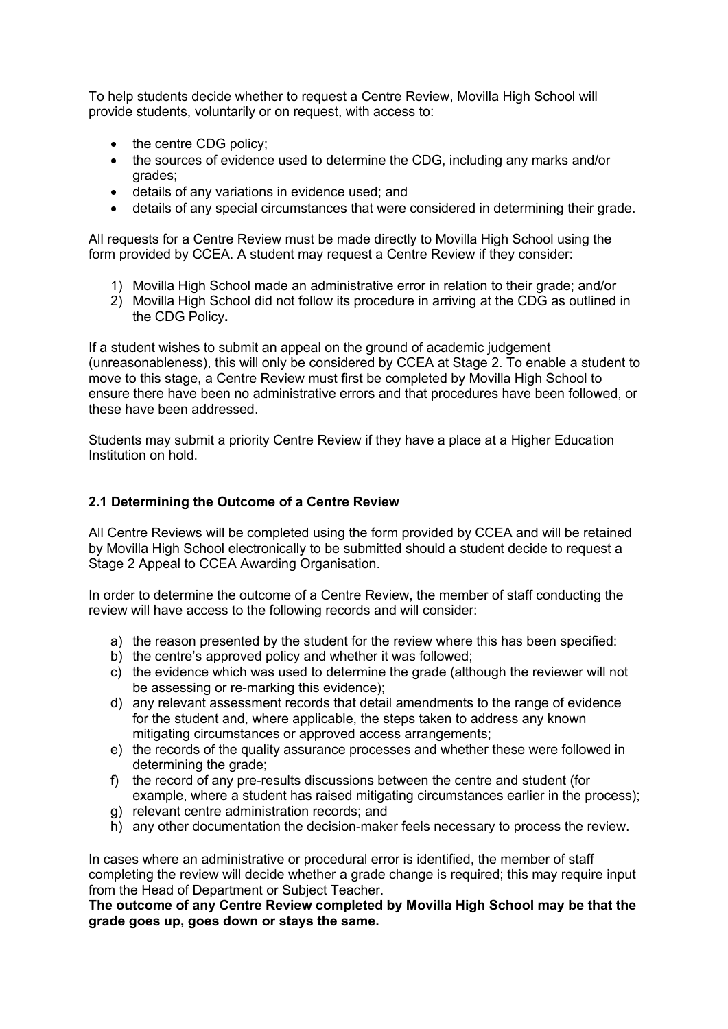To help students decide whether to request a Centre Review, Movilla High School will provide students, voluntarily or on request, with access to:

- the centre CDG policy;
- the sources of evidence used to determine the CDG, including any marks and/or grades;
- details of any variations in evidence used; and
- details of any special circumstances that were considered in determining their grade.

All requests for a Centre Review must be made directly to Movilla High School using the form provided by CCEA. A student may request a Centre Review if they consider:

1) Movilla High School made an administrative error in relation to their grade; and/or
2) Movilla High School did not follow its procedure in arriving at the CDG as outlined in the CDG Policy**.**

If a student wishes to submit an appeal on the ground of academic judgement (unreasonableness), this will only be considered by CCEA at Stage 2. To enable a student to move to this stage, a Centre Review must first be completed by Movilla High School to ensure there have been no administrative errors and that procedures have been followed, or these have been addressed.

Students may submit a priority Centre Review if they have a place at a Higher Education Institution on hold.

### 2.1 Determining the Outcome of a Centre Review

All Centre Reviews will be completed using the form provided by CCEA and will be retained by Movilla High School electronically to be submitted should a student decide to request a Stage 2 Appeal to CCEA Awarding Organisation.

In order to determine the outcome of a Centre Review, the member of staff conducting the review will have access to the following records and will consider:

a) the reason presented by the student for the review where this has been specified:
b) the centre's approved policy and whether it was followed;
c) the evidence which was used to determine the grade (although the reviewer will not be assessing or re-marking this evidence);
d) any relevant assessment records that detail amendments to the range of evidence for the student and, where applicable, the steps taken to address any known mitigating circumstances or approved access arrangements;
e) the records of the quality assurance processes and whether these were followed in determining the grade;
f) the record of any pre-results discussions between the centre and student (for example, where a student has raised mitigating circumstances earlier in the process);
g) relevant centre administration records; and
h) any other documentation the decision-maker feels necessary to process the review.

In cases where an administrative or procedural error is identified, the member of staff completing the review will decide whether a grade change is required; this may require input from the Head of Department or Subject Teacher.
**The outcome of any Centre Review completed by Movilla High School may be that the grade goes up, goes down or stays the same.**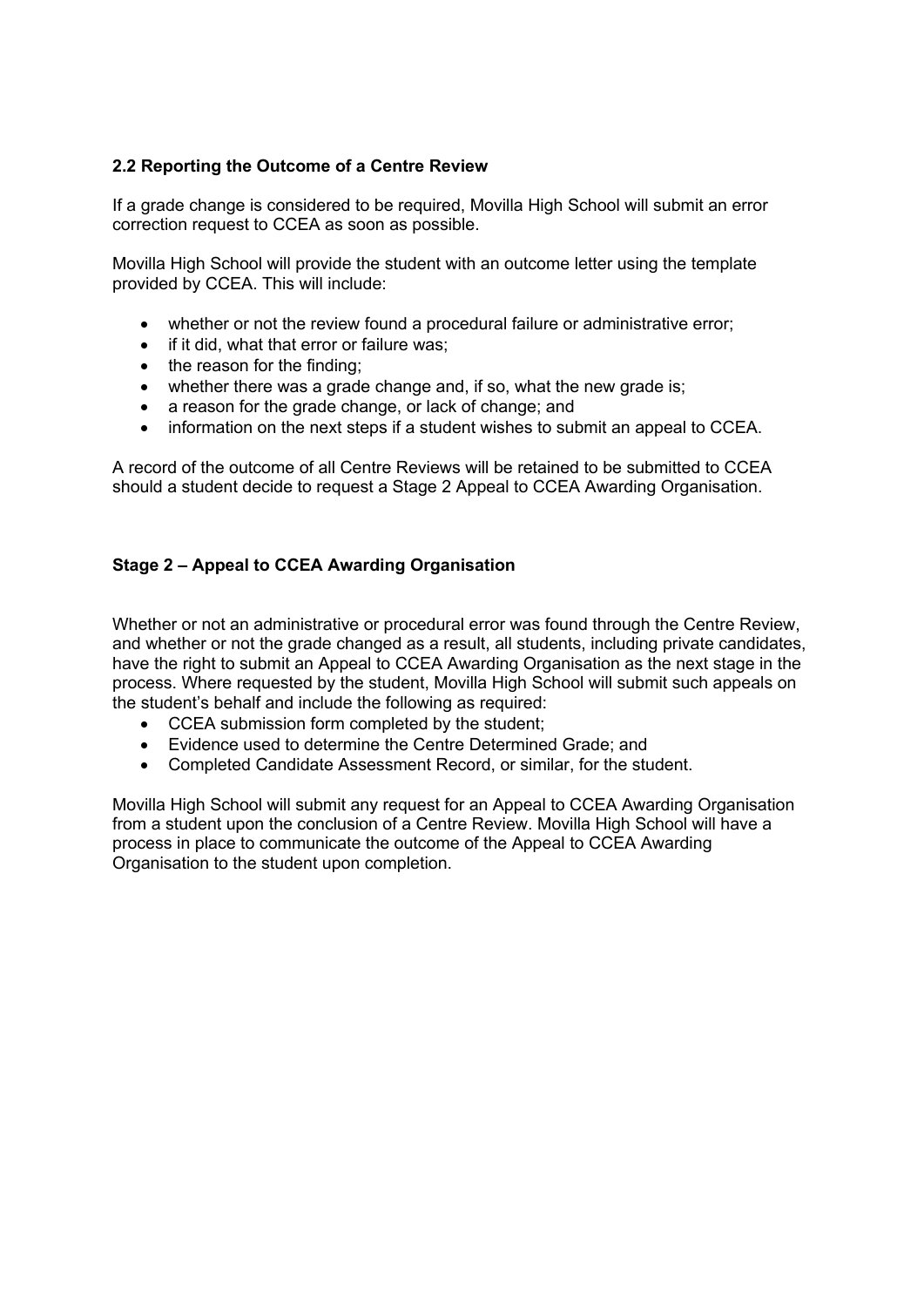### 2.2 Reporting the Outcome of a Centre Review

If a grade change is considered to be required, Movilla High School will submit an error correction request to CCEA as soon as possible.

Movilla High School will provide the student with an outcome letter using the template provided by CCEA. This will include:

- whether or not the review found a procedural failure or administrative error;
- if it did, what that error or failure was;
- the reason for the finding;
- whether there was a grade change and, if so, what the new grade is;
- a reason for the grade change, or lack of change; and
- information on the next steps if a student wishes to submit an appeal to CCEA.

A record of the outcome of all Centre Reviews will be retained to be submitted to CCEA should a student decide to request a Stage 2 Appeal to CCEA Awarding Organisation.

## Stage 2 – Appeal to CCEA Awarding Organisation

Whether or not an administrative or procedural error was found through the Centre Review, and whether or not the grade changed as a result, all students, including private candidates, have the right to submit an Appeal to CCEA Awarding Organisation as the next stage in the process. Where requested by the student, Movilla High School will submit such appeals on the student's behalf and include the following as required:

- CCEA submission form completed by the student;
- Evidence used to determine the Centre Determined Grade; and
- Completed Candidate Assessment Record, or similar, for the student.

Movilla High School will submit any request for an Appeal to CCEA Awarding Organisation from a student upon the conclusion of a Centre Review. Movilla High School will have a process in place to communicate the outcome of the Appeal to CCEA Awarding Organisation to the student upon completion.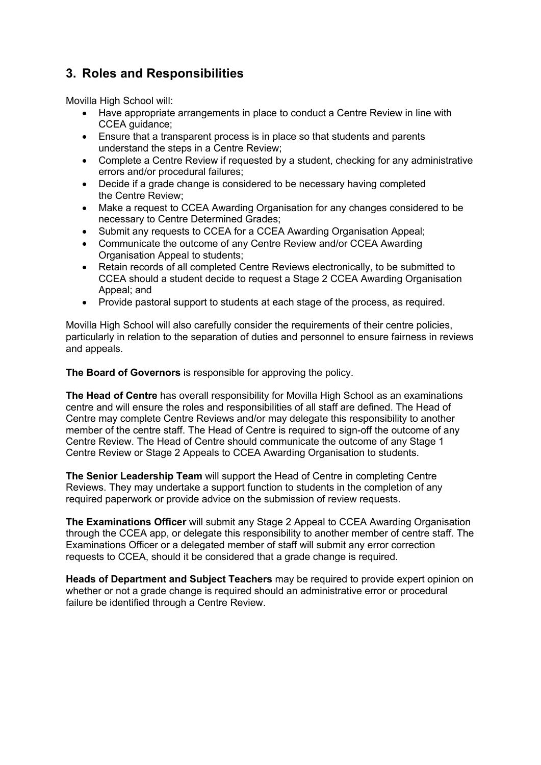## 3. Roles and Responsibilities

Movilla High School will:

- Have appropriate arrangements in place to conduct a Centre Review in line with CCEA guidance;
- Ensure that a transparent process is in place so that students and parents understand the steps in a Centre Review;
- Complete a Centre Review if requested by a student, checking for any administrative errors and/or procedural failures;
- Decide if a grade change is considered to be necessary having completed the Centre Review;
- Make a request to CCEA Awarding Organisation for any changes considered to be necessary to Centre Determined Grades;
- Submit any requests to CCEA for a CCEA Awarding Organisation Appeal;
- Communicate the outcome of any Centre Review and/or CCEA Awarding Organisation Appeal to students;
- Retain records of all completed Centre Reviews electronically, to be submitted to CCEA should a student decide to request a Stage 2 CCEA Awarding Organisation Appeal; and
- Provide pastoral support to students at each stage of the process, as required.

Movilla High School will also carefully consider the requirements of their centre policies, particularly in relation to the separation of duties and personnel to ensure fairness in reviews and appeals.

**The Board of Governors** is responsible for approving the policy.

**The Head of Centre** has overall responsibility for Movilla High School as an examinations centre and will ensure the roles and responsibilities of all staff are defined. The Head of Centre may complete Centre Reviews and/or may delegate this responsibility to another member of the centre staff. The Head of Centre is required to sign-off the outcome of any Centre Review. The Head of Centre should communicate the outcome of any Stage 1 Centre Review or Stage 2 Appeals to CCEA Awarding Organisation to students.

**The Senior Leadership Team** will support the Head of Centre in completing Centre Reviews. They may undertake a support function to students in the completion of any required paperwork or provide advice on the submission of review requests.

**The Examinations Officer** will submit any Stage 2 Appeal to CCEA Awarding Organisation through the CCEA app, or delegate this responsibility to another member of centre staff. The Examinations Officer or a delegated member of staff will submit any error correction requests to CCEA, should it be considered that a grade change is required.

**Heads of Department and Subject Teachers** may be required to provide expert opinion on whether or not a grade change is required should an administrative error or procedural failure be identified through a Centre Review.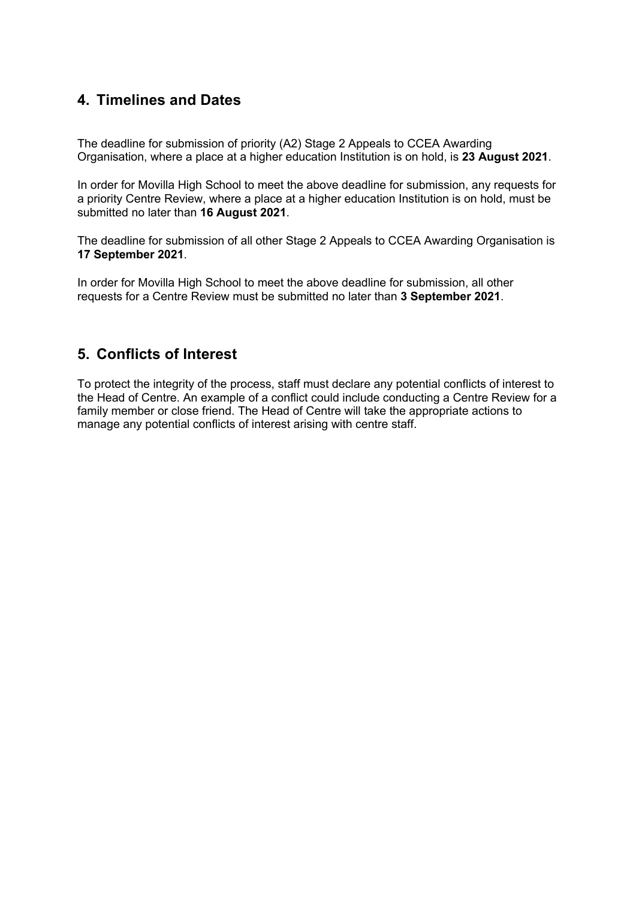## 4. Timelines and Dates

The deadline for submission of priority (A2) Stage 2 Appeals to CCEA Awarding Organisation, where a place at a higher education Institution is on hold, is **23 August 2021**.

In order for Movilla High School to meet the above deadline for submission, any requests for a priority Centre Review, where a place at a higher education Institution is on hold, must be submitted no later than **16 August 2021**.

The deadline for submission of all other Stage 2 Appeals to CCEA Awarding Organisation is **17 September 2021**.

In order for Movilla High School to meet the above deadline for submission, all other requests for a Centre Review must be submitted no later than **3 September 2021**.

## 5. Conflicts of Interest

To protect the integrity of the process, staff must declare any potential conflicts of interest to the Head of Centre. An example of a conflict could include conducting a Centre Review for a family member or close friend. The Head of Centre will take the appropriate actions to manage any potential conflicts of interest arising with centre staff.